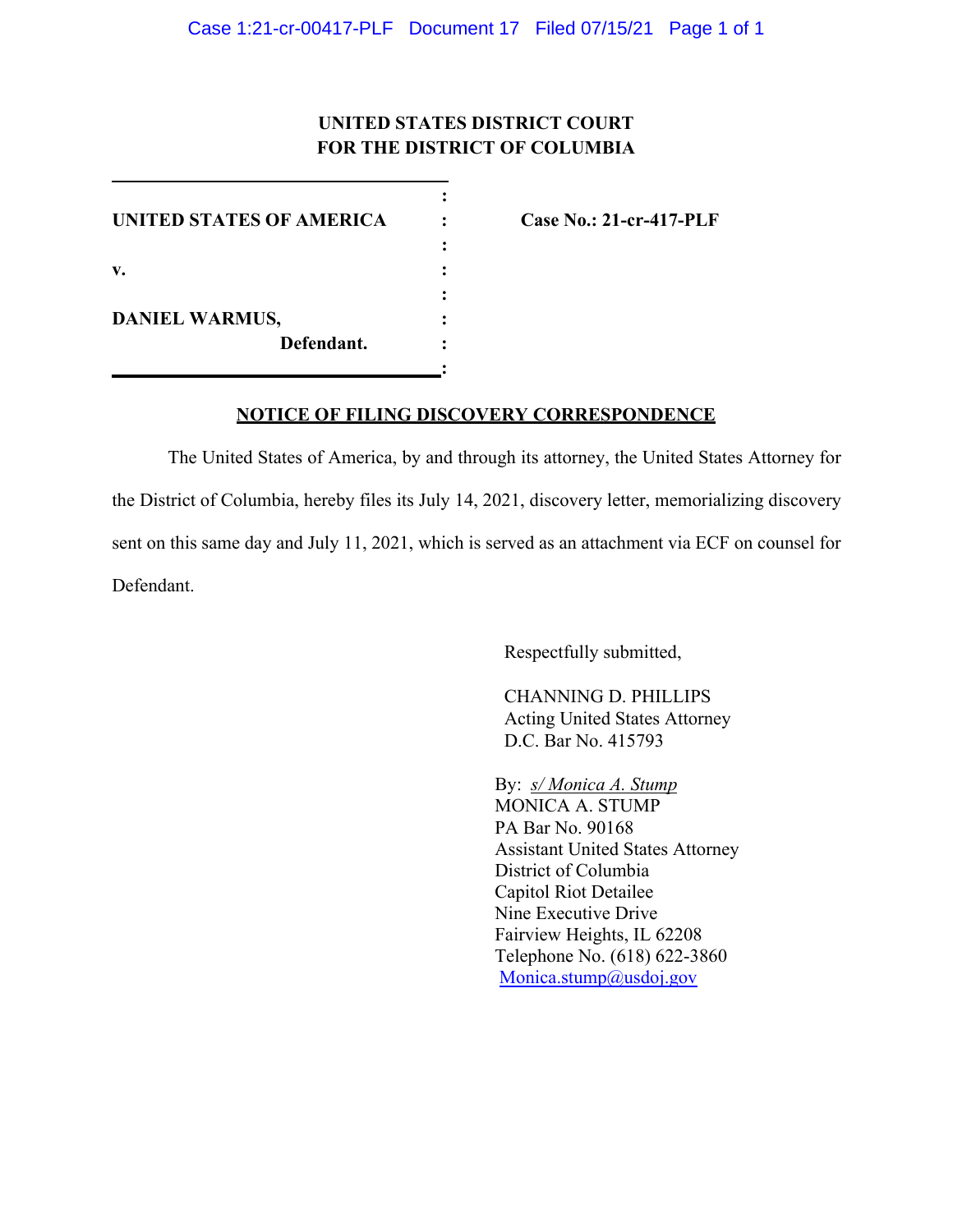**UNITED STATES DISTRICT COURT**
**FOR THE DISTRICT OF COLUMBIA**

| | | |
|---|---|---|
| **UNITED STATES OF AMERICA** | : | **Case No.: 21-cr-417-PLF** |
| **v.** | : | |
| **DANIEL WARMUS,** | : | |
| **Defendant.** | : | |

**NOTICE OF FILING DISCOVERY CORRESPONDENCE**

The United States of America, by and through its attorney, the United States Attorney for the District of Columbia, hereby files its July 14, 2021, discovery letter, memorializing discovery sent on this same day and July 11, 2021, which is served as an attachment via ECF on counsel for Defendant.

Respectfully submitted,

CHANNING D. PHILLIPS
Acting United States Attorney
D.C. Bar No. 415793

By: *s/ Monica A. Stump*
MONICA A. STUMP
PA Bar No. 90168
Assistant United States Attorney
District of Columbia
Capitol Riot Detailee
Nine Executive Drive
Fairview Heights, IL 62208
Telephone No. (618) 622-3860
Monica.stump@usdoj.gov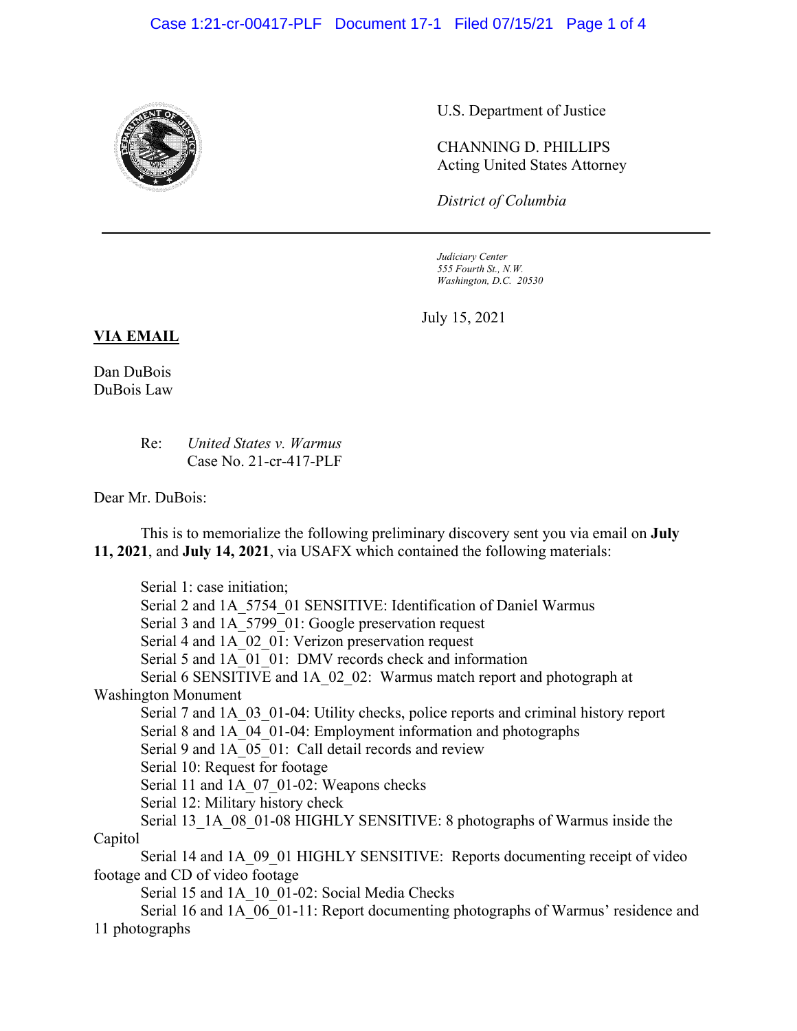U.S. Department of Justice

CHANNING D. PHILLIPS
Acting United States Attorney

*District of Columbia*

---

*Judiciary Center*
*555 Fourth St., N.W.*
*Washington, D.C. 20530*

July 15, 2021

**VIA EMAIL**

Dan DuBois
DuBois Law

Re: *United States v. Warmus*
Case No. 21-cr-417-PLF

Dear Mr. DuBois:

This is to memorialize the following preliminary discovery sent you via email on **July 11, 2021**, and **July 14, 2021**, via USAFX which contained the following materials:

Serial 1: case initiation;
Serial 2 and 1A_5754_01 SENSITIVE: Identification of Daniel Warmus
Serial 3 and 1A_5799_01: Google preservation request
Serial 4 and 1A_02_01: Verizon preservation request
Serial 5 and 1A_01_01: DMV records check and information
Serial 6 SENSITIVE and 1A_02_02: Warmus match report and photograph at Washington Monument
Serial 7 and 1A_03_01-04: Utility checks, police reports and criminal history report
Serial 8 and 1A_04_01-04: Employment information and photographs
Serial 9 and 1A_05_01: Call detail records and review
Serial 10: Request for footage
Serial 11 and 1A_07_01-02: Weapons checks
Serial 12: Military history check
Serial 13_1A_08_01-08 HIGHLY SENSITIVE: 8 photographs of Warmus inside the Capitol
Serial 14 and 1A_09_01 HIGHLY SENSITIVE: Reports documenting receipt of video footage and CD of video footage
Serial 15 and 1A_10_01-02: Social Media Checks
Serial 16 and 1A_06_01-11: Report documenting photographs of Warmus' residence and 11 photographs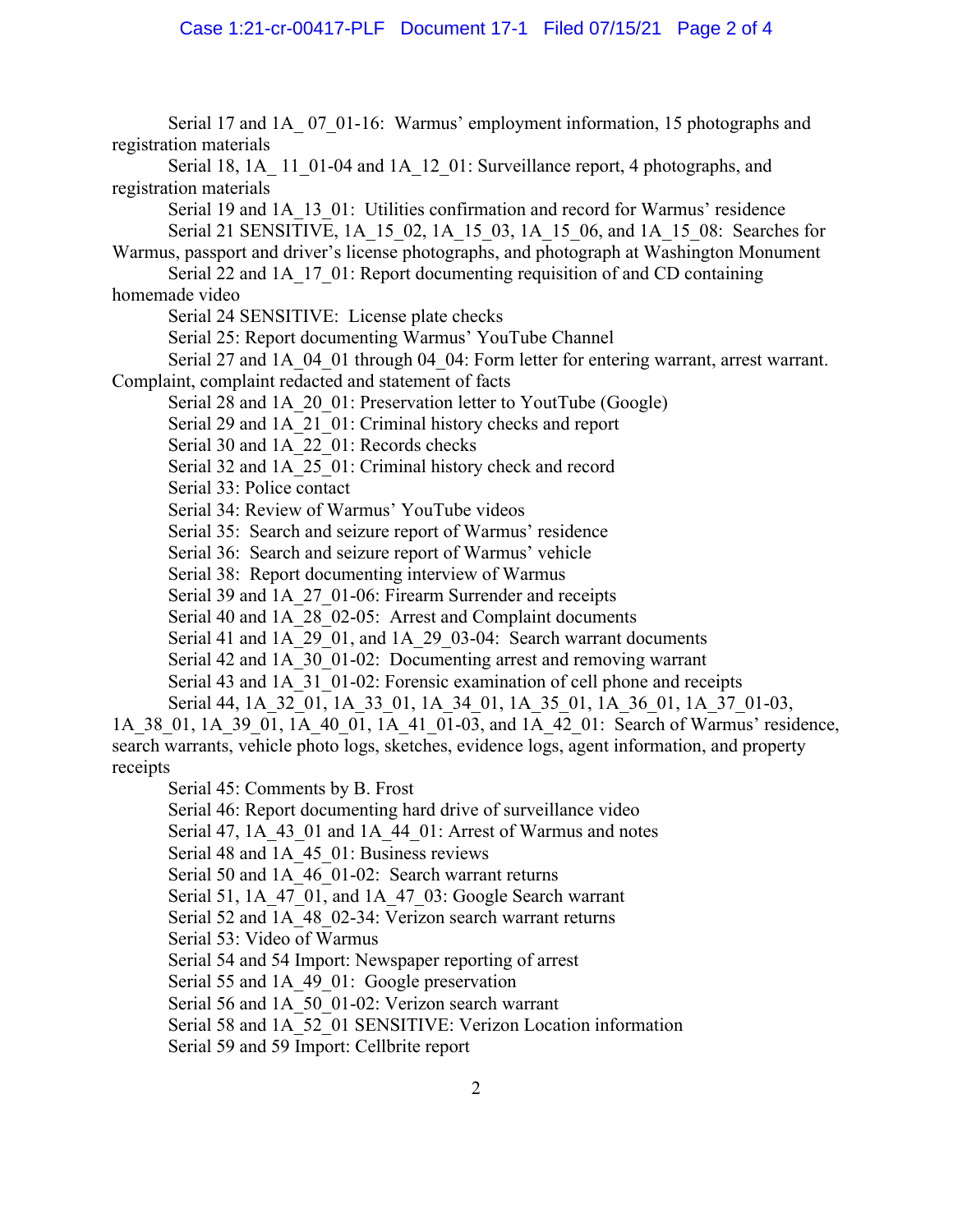Serial 17 and 1A_ 07_01-16: Warmus' employment information, 15 photographs and registration materials

Serial 18, 1A_ 11_01-04 and 1A_12_01: Surveillance report, 4 photographs, and registration materials

Serial 19 and 1A_13_01: Utilities confirmation and record for Warmus' residence

Serial 21 SENSITIVE, 1A_15_02, 1A_15_03, 1A_15_06, and 1A_15_08: Searches for Warmus, passport and driver's license photographs, and photograph at Washington Monument

Serial 22 and 1A_17_01: Report documenting requisition of and CD containing homemade video

Serial 24 SENSITIVE: License plate checks

Serial 25: Report documenting Warmus' YouTube Channel

Serial 27 and 1A_04_01 through 04_04: Form letter for entering warrant, arrest warrant. Complaint, complaint redacted and statement of facts

Serial 28 and 1A_20_01: Preservation letter to YoutTube (Google)

Serial 29 and 1A_21_01: Criminal history checks and report

Serial 30 and 1A_22_01: Records checks

Serial 32 and 1A_25_01: Criminal history check and record

Serial 33: Police contact

Serial 34: Review of Warmus' YouTube videos

Serial 35: Search and seizure report of Warmus' residence

Serial 36: Search and seizure report of Warmus' vehicle

Serial 38: Report documenting interview of Warmus

Serial 39 and 1A_27_01-06: Firearm Surrender and receipts

Serial 40 and 1A_28_02-05: Arrest and Complaint documents

Serial 41 and 1A_29_01, and 1A_29_03-04: Search warrant documents

Serial 42 and 1A_30_01-02: Documenting arrest and removing warrant

Serial 43 and 1A_31_01-02: Forensic examination of cell phone and receipts

Serial 44, 1A_32_01, 1A_33_01, 1A_34_01, 1A_35_01, 1A_36_01, 1A_37_01-03, 1A_38_01, 1A_39_01, 1A_40_01, 1A_41_01-03, and 1A_42_01: Search of Warmus' residence, search warrants, vehicle photo logs, sketches, evidence logs, agent information, and property receipts

Serial 45: Comments by B. Frost

Serial 46: Report documenting hard drive of surveillance video

Serial 47, 1A_43_01 and 1A_44_01: Arrest of Warmus and notes

Serial 48 and 1A_45_01: Business reviews

Serial 50 and 1A_46_01-02: Search warrant returns

Serial 51, 1A_47_01, and 1A_47_03: Google Search warrant

Serial 52 and 1A_48_02-34: Verizon search warrant returns

Serial 53: Video of Warmus

Serial 54 and 54 Import: Newspaper reporting of arrest

Serial 55 and 1A_49_01: Google preservation

Serial 56 and 1A_50_01-02: Verizon search warrant

Serial 58 and 1A_52_01 SENSITIVE: Verizon Location information

Serial 59 and 59 Import: Cellbrite report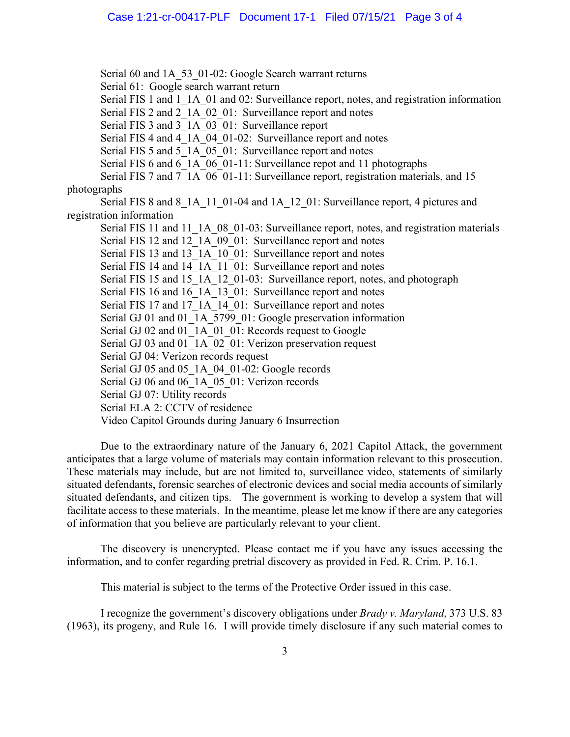Serial 60 and 1A_53_01-02: Google Search warrant returns
Serial 61: Google search warrant return
Serial FIS 1 and 1_1A_01 and 02: Surveillance report, notes, and registration information
Serial FIS 2 and 2_1A_02_01: Surveillance report and notes
Serial FIS 3 and 3_1A_03_01: Surveillance report
Serial FIS 4 and 4_1A_04_01-02: Surveillance report and notes
Serial FIS 5 and 5_1A_05_01: Surveillance report and notes
Serial FIS 6 and 6_1A_06_01-11: Surveillance repot and 11 photographs
Serial FIS 7 and 7_1A_06_01-11: Surveillance report, registration materials, and 15 photographs
Serial FIS 8 and 8_1A_11_01-04 and 1A_12_01: Surveillance report, 4 pictures and registration information
Serial FIS 11 and 11_1A_08_01-03: Surveillance report, notes, and registration materials
Serial FIS 12 and 12_1A_09_01: Surveillance report and notes
Serial FIS 13 and 13_1A_10_01: Surveillance report and notes
Serial FIS 14 and 14_1A_11_01: Surveillance report and notes
Serial FIS 15 and 15_1A_12_01-03: Surveillance report, notes, and photograph
Serial FIS 16 and 16_1A_13_01: Surveillance report and notes
Serial FIS 17 and 17_1A_14_01: Surveillance report and notes
Serial GJ 01 and 01_1A_5799_01: Google preservation information
Serial GJ 02 and 01_1A_01_01: Records request to Google
Serial GJ 03 and 01_1A_02_01: Verizon preservation request
Serial GJ 04: Verizon records request
Serial GJ 05 and 05_1A_04_01-02: Google records
Serial GJ 06 and 06_1A_05_01: Verizon records
Serial GJ 07: Utility records
Serial ELA 2: CCTV of residence
Video Capitol Grounds during January 6 Insurrection

Due to the extraordinary nature of the January 6, 2021 Capitol Attack, the government anticipates that a large volume of materials may contain information relevant to this prosecution. These materials may include, but are not limited to, surveillance video, statements of similarly situated defendants, forensic searches of electronic devices and social media accounts of similarly situated defendants, and citizen tips. The government is working to develop a system that will facilitate access to these materials. In the meantime, please let me know if there are any categories of information that you believe are particularly relevant to your client.

The discovery is unencrypted. Please contact me if you have any issues accessing the information, and to confer regarding pretrial discovery as provided in Fed. R. Crim. P. 16.1.

This material is subject to the terms of the Protective Order issued in this case.

I recognize the government's discovery obligations under *Brady v. Maryland*, 373 U.S. 83 (1963), its progeny, and Rule 16. I will provide timely disclosure if any such material comes to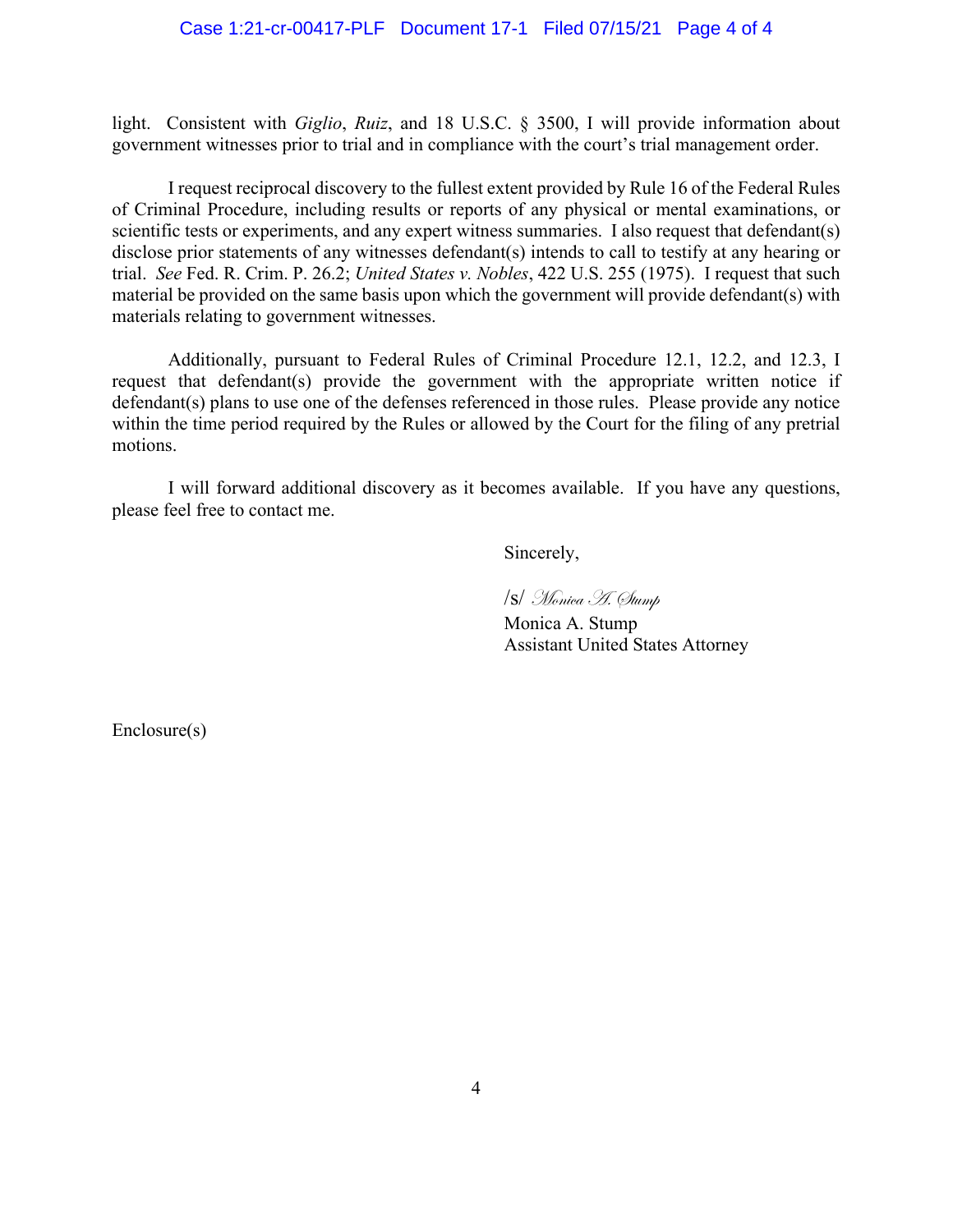light. Consistent with *Giglio*, *Ruiz*, and 18 U.S.C. § 3500, I will provide information about government witnesses prior to trial and in compliance with the court's trial management order.

I request reciprocal discovery to the fullest extent provided by Rule 16 of the Federal Rules of Criminal Procedure, including results or reports of any physical or mental examinations, or scientific tests or experiments, and any expert witness summaries. I also request that defendant(s) disclose prior statements of any witnesses defendant(s) intends to call to testify at any hearing or trial. *See* Fed. R. Crim. P. 26.2; *United States v. Nobles*, 422 U.S. 255 (1975). I request that such material be provided on the same basis upon which the government will provide defendant(s) with materials relating to government witnesses.

Additionally, pursuant to Federal Rules of Criminal Procedure 12.1, 12.2, and 12.3, I request that defendant(s) provide the government with the appropriate written notice if defendant(s) plans to use one of the defenses referenced in those rules. Please provide any notice within the time period required by the Rules or allowed by the Court for the filing of any pretrial motions.

I will forward additional discovery as it becomes available. If you have any questions, please feel free to contact me.

Sincerely,

/s/ *Monica A. Stump*
Monica A. Stump
Assistant United States Attorney

Enclosure(s)